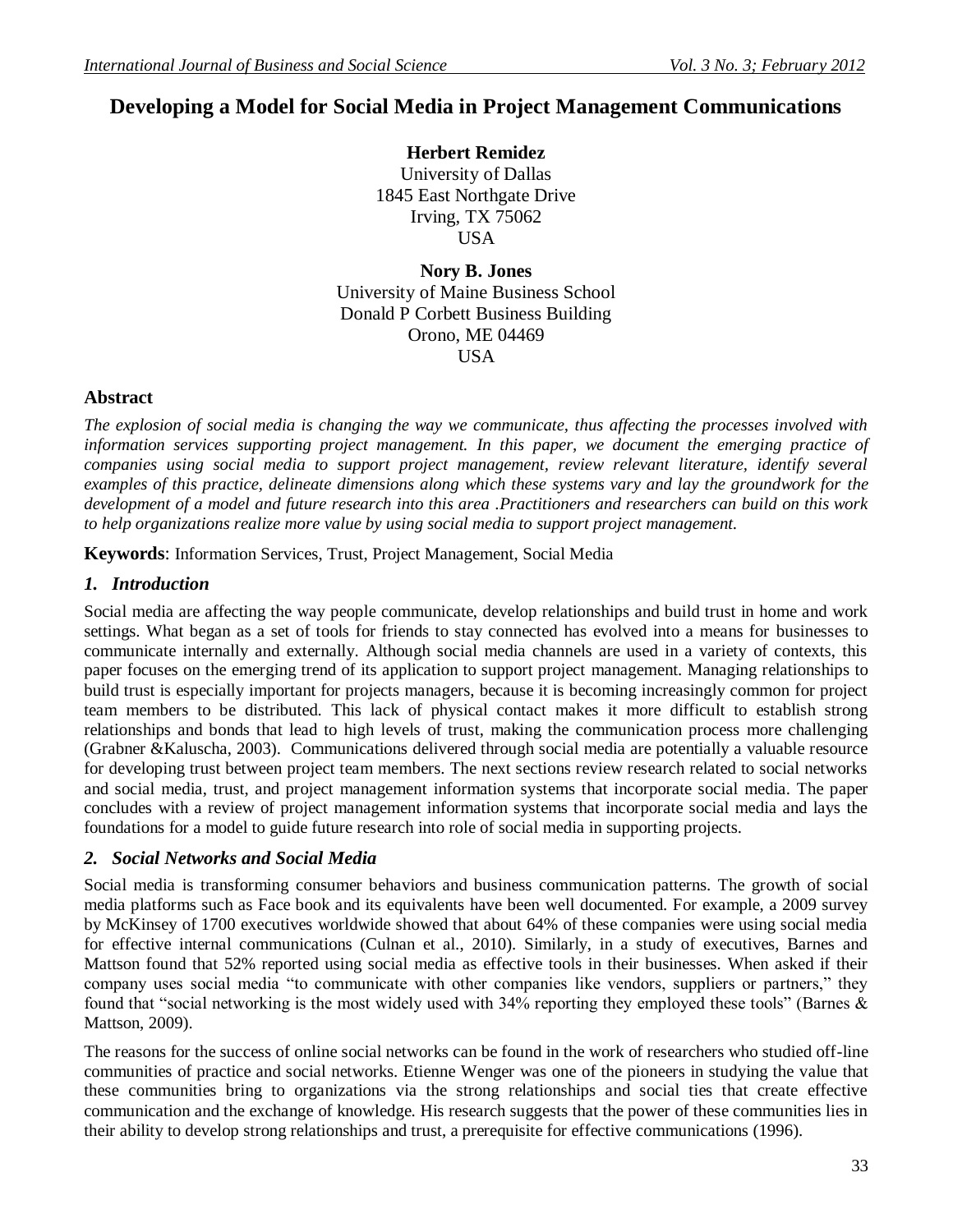# Developing a Model for Social Media in Project Management Communications

**Herbert Remidez**
University of Dallas
1845 East Northgate Drive
Irving, TX 75062
USA

**Nory B. Jones**
University of Maine Business School
Donald P Corbett Business Building
Orono, ME 04469
USA

## Abstract

*The explosion of social media is changing the way we communicate, thus affecting the processes involved with information services supporting project management. In this paper, we document the emerging practice of companies using social media to support project management, review relevant literature, identify several examples of this practice, delineate dimensions along which these systems vary and lay the groundwork for the development of a model and future research into this area .Practitioners and researchers can build on this work to help organizations realize more value by using social media to support project management.*

**Keywords**: Information Services, Trust, Project Management, Social Media

## *1. Introduction*

Social media are affecting the way people communicate, develop relationships and build trust in home and work settings. What began as a set of tools for friends to stay connected has evolved into a means for businesses to communicate internally and externally. Although social media channels are used in a variety of contexts, this paper focuses on the emerging trend of its application to support project management. Managing relationships to build trust is especially important for projects managers, because it is becoming increasingly common for project team members to be distributed. This lack of physical contact makes it more difficult to establish strong relationships and bonds that lead to high levels of trust, making the communication process more challenging (Grabner &Kaluscha, 2003). Communications delivered through social media are potentially a valuable resource for developing trust between project team members. The next sections review research related to social networks and social media, trust, and project management information systems that incorporate social media. The paper concludes with a review of project management information systems that incorporate social media and lays the foundations for a model to guide future research into role of social media in supporting projects.

## *2. Social Networks and Social Media*

Social media is transforming consumer behaviors and business communication patterns. The growth of social media platforms such as Face book and its equivalents have been well documented. For example, a 2009 survey by McKinsey of 1700 executives worldwide showed that about 64% of these companies were using social media for effective internal communications (Culnan et al., 2010). Similarly, in a study of executives, Barnes and Mattson found that 52% reported using social media as effective tools in their businesses. When asked if their company uses social media "to communicate with other companies like vendors, suppliers or partners," they found that "social networking is the most widely used with 34% reporting they employed these tools" (Barnes & Mattson, 2009).

The reasons for the success of online social networks can be found in the work of researchers who studied off-line communities of practice and social networks. Etienne Wenger was one of the pioneers in studying the value that these communities bring to organizations via the strong relationships and social ties that create effective communication and the exchange of knowledge. His research suggests that the power of these communities lies in their ability to develop strong relationships and trust, a prerequisite for effective communications (1996).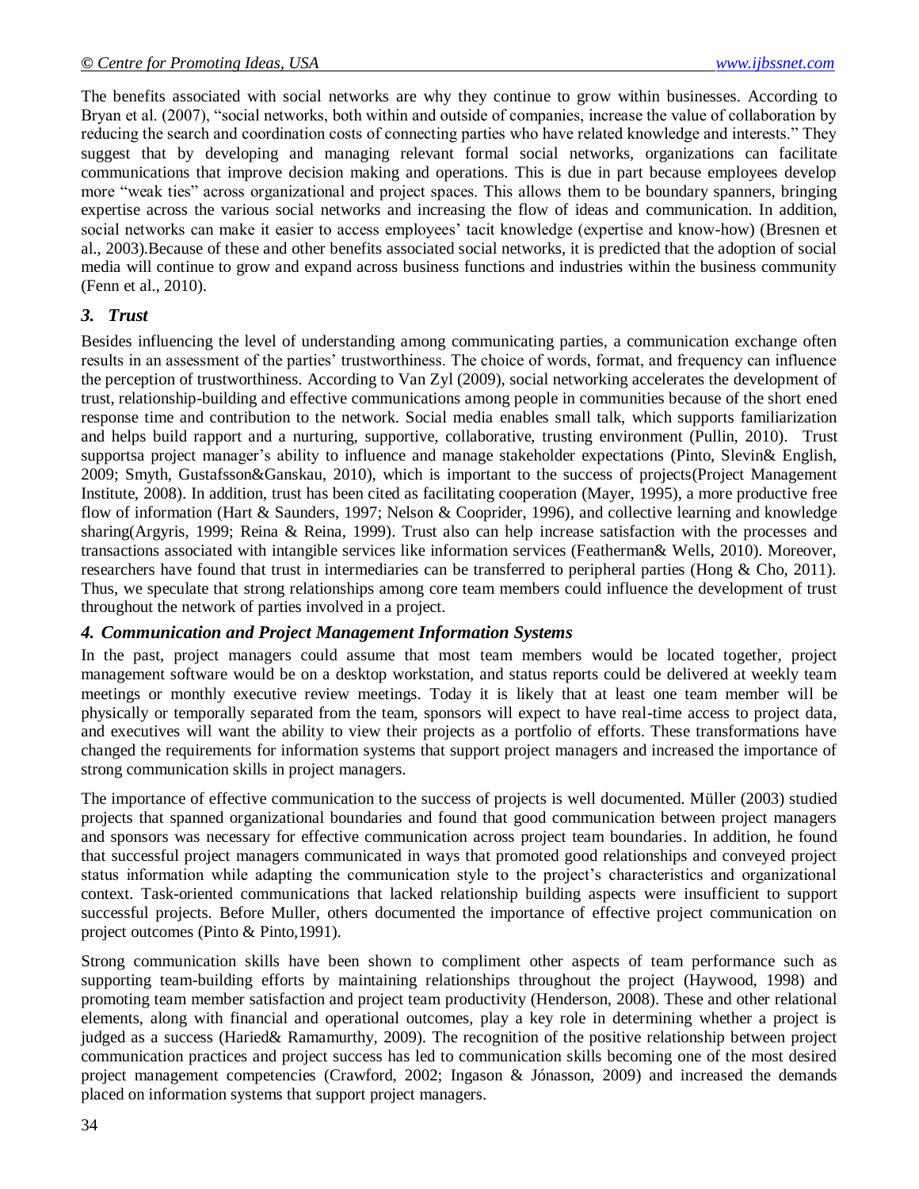The benefits associated with social networks are why they continue to grow within businesses. According to Bryan et al. (2007), "social networks, both within and outside of companies, increase the value of collaboration by reducing the search and coordination costs of connecting parties who have related knowledge and interests." They suggest that by developing and managing relevant formal social networks, organizations can facilitate communications that improve decision making and operations. This is due in part because employees develop more "weak ties" across organizational and project spaces. This allows them to be boundary spanners, bringing expertise across the various social networks and increasing the flow of ideas and communication. In addition, social networks can make it easier to access employees' tacit knowledge (expertise and know-how) (Bresnen et al., 2003).Because of these and other benefits associated social networks, it is predicted that the adoption of social media will continue to grow and expand across business functions and industries within the business community (Fenn et al., 2010).

### *3. Trust*

Besides influencing the level of understanding among communicating parties, a communication exchange often results in an assessment of the parties' trustworthiness. The choice of words, format, and frequency can influence the perception of trustworthiness. According to Van Zyl (2009), social networking accelerates the development of trust, relationship-building and effective communications among people in communities because of the short ened response time and contribution to the network. Social media enables small talk, which supports familiarization and helps build rapport and a nurturing, supportive, collaborative, trusting environment (Pullin, 2010). Trust supportsa project manager's ability to influence and manage stakeholder expectations (Pinto, Slevin& English, 2009; Smyth, Gustafsson&Ganskau, 2010), which is important to the success of projects(Project Management Institute, 2008). In addition, trust has been cited as facilitating cooperation (Mayer, 1995), a more productive free flow of information (Hart & Saunders, 1997; Nelson & Cooprider, 1996), and collective learning and knowledge sharing(Argyris, 1999; Reina & Reina, 1999). Trust also can help increase satisfaction with the processes and transactions associated with intangible services like information services (Featherman& Wells, 2010). Moreover, researchers have found that trust in intermediaries can be transferred to peripheral parties (Hong & Cho, 2011). Thus, we speculate that strong relationships among core team members could influence the development of trust throughout the network of parties involved in a project.

### *4. Communication and Project Management Information Systems*

In the past, project managers could assume that most team members would be located together, project management software would be on a desktop workstation, and status reports could be delivered at weekly team meetings or monthly executive review meetings. Today it is likely that at least one team member will be physically or temporally separated from the team, sponsors will expect to have real-time access to project data, and executives will want the ability to view their projects as a portfolio of efforts. These transformations have changed the requirements for information systems that support project managers and increased the importance of strong communication skills in project managers.

The importance of effective communication to the success of projects is well documented. Müller (2003) studied projects that spanned organizational boundaries and found that good communication between project managers and sponsors was necessary for effective communication across project team boundaries. In addition, he found that successful project managers communicated in ways that promoted good relationships and conveyed project status information while adapting the communication style to the project's characteristics and organizational context. Task-oriented communications that lacked relationship building aspects were insufficient to support successful projects. Before Muller, others documented the importance of effective project communication on project outcomes (Pinto & Pinto,1991).

Strong communication skills have been shown to compliment other aspects of team performance such as supporting team-building efforts by maintaining relationships throughout the project (Haywood, 1998) and promoting team member satisfaction and project team productivity (Henderson, 2008). These and other relational elements, along with financial and operational outcomes, play a key role in determining whether a project is judged as a success (Haried& Ramamurthy, 2009). The recognition of the positive relationship between project communication practices and project success has led to communication skills becoming one of the most desired project management competencies (Crawford, 2002; Ingason & Jónasson, 2009) and increased the demands placed on information systems that support project managers.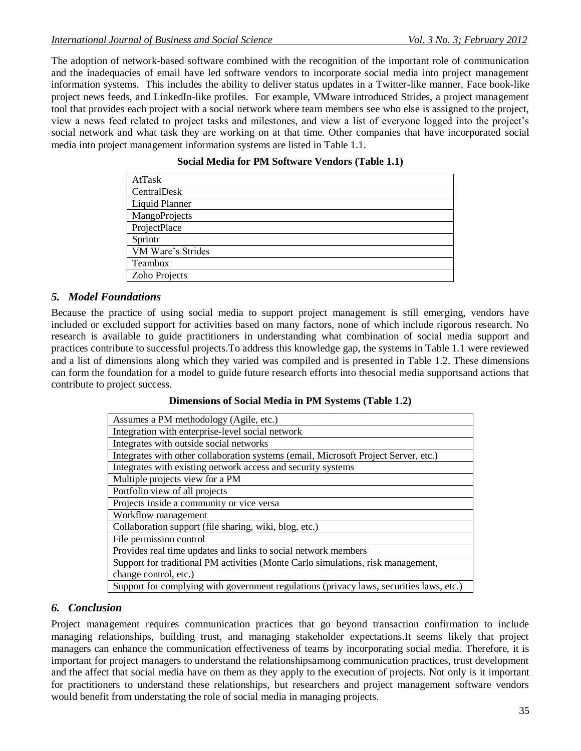The adoption of network-based software combined with the recognition of the important role of communication and the inadequacies of email have led software vendors to incorporate social media into project management information systems. This includes the ability to deliver status updates in a Twitter-like manner, Face book-like project news feeds, and LinkedIn-like profiles. For example, VMware introduced Strides, a project management tool that provides each project with a social network where team members see who else is assigned to the project, view a news feed related to project tasks and milestones, and view a list of everyone logged into the project's social network and what task they are working on at that time. Other companies that have incorporated social media into project management information systems are listed in Table 1.1.

**Social Media for PM Software Vendors (Table 1.1)**

| |
|---|
| AtTask |
| CentralDesk |
| Liquid Planner |
| MangoProjects |
| ProjectPlace |
| Sprintr |
| VM Ware's Strides |
| Teambox |
| Zoho Projects |

## *5. Model Foundations*

Because the practice of using social media to support project management is still emerging, vendors have included or excluded support for activities based on many factors, none of which include rigorous research. No research is available to guide practitioners in understanding what combination of social media support and practices contribute to successful projects.To address this knowledge gap, the systems in Table 1.1 were reviewed and a list of dimensions along which they varied was compiled and is presented in Table 1.2. These dimensions can form the foundation for a model to guide future research efforts into thesocial media supportsand actions that contribute to project success.

**Dimensions of Social Media in PM Systems (Table 1.2)**

| |
|---|
| Assumes a PM methodology (Agile, etc.) |
| Integration with enterprise-level social network |
| Integrates with outside social networks |
| Integrates with other collaboration systems (email, Microsoft Project Server, etc.) |
| Integrates with existing network access and security systems |
| Multiple projects view for a PM |
| Portfolio view of all projects |
| Projects inside a community or vice versa |
| Workflow management |
| Collaboration support (file sharing, wiki, blog, etc.) |
| File permission control |
| Provides real time updates and links to social network members |
| Support for traditional PM activities (Monte Carlo simulations, risk management, change control, etc.) |
| Support for complying with government regulations (privacy laws, securities laws, etc.) |

## *6. Conclusion*

Project management requires communication practices that go beyond transaction confirmation to include managing relationships, building trust, and managing stakeholder expectations.It seems likely that project managers can enhance the communication effectiveness of teams by incorporating social media. Therefore, it is important for project managers to understand the relationshipsamong communication practices, trust development and the affect that social media have on them as they apply to the execution of projects. Not only is it important for practitioners to understand these relationships, but researchers and project management software vendors would benefit from understating the role of social media in managing projects.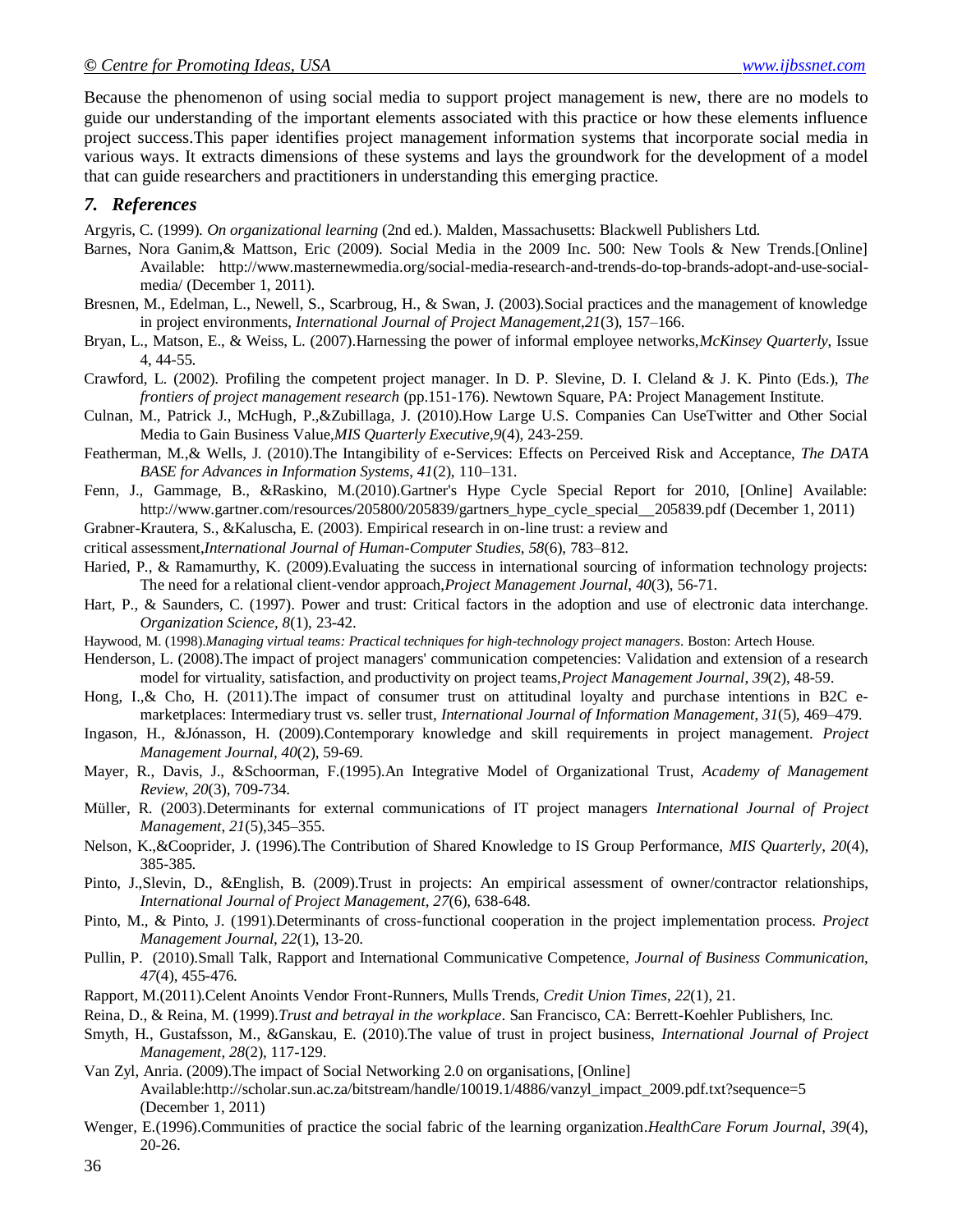Because the phenomenon of using social media to support project management is new, there are no models to guide our understanding of the important elements associated with this practice or how these elements influence project success.This paper identifies project management information systems that incorporate social media in various ways. It extracts dimensions of these systems and lays the groundwork for the development of a model that can guide researchers and practitioners in understanding this emerging practice.

## *7. References*

Argyris, C. (1999). *On organizational learning* (2nd ed.). Malden, Massachusetts: Blackwell Publishers Ltd.

Barnes, Nora Ganim,& Mattson, Eric (2009). Social Media in the 2009 Inc. 500: New Tools & New Trends.[Online] Available: http://www.masternewmedia.org/social-media-research-and-trends-do-top-brands-adopt-and-use-social-media/ (December 1, 2011).

Bresnen, M., Edelman, L., Newell, S., Scarbroug, H., & Swan, J. (2003).Social practices and the management of knowledge in project environments, *International Journal of Project Management*,*21*(3), 157–166.

Bryan, L., Matson, E., & Weiss, L. (2007).Harnessing the power of informal employee networks,*McKinsey Quarterly*, Issue 4, 44-55.

Crawford, L. (2002). Profiling the competent project manager. In D. P. Slevine, D. I. Cleland & J. K. Pinto (Eds.), *The frontiers of project management research* (pp.151-176). Newtown Square, PA: Project Management Institute.

Culnan, M., Patrick J., McHugh, P.,&Zubillaga, J. (2010).How Large U.S. Companies Can UseTwitter and Other Social Media to Gain Business Value,*MIS Quarterly Executive*,*9*(4), 243-259.

Featherman, M.,& Wells, J. (2010).The Intangibility of e-Services: Effects on Perceived Risk and Acceptance, *The DATA BASE for Advances in Information Systems*, *41*(2), 110–131.

Fenn, J., Gammage, B., &Raskino, M.(2010).Gartner's Hype Cycle Special Report for 2010, [Online] Available: http://www.gartner.com/resources/205800/205839/gartners_hype_cycle_special__205839.pdf (December 1, 2011)

Grabner-Krautera, S., &Kaluscha, E. (2003). Empirical research in on-line trust: a review and critical assessment,*International Journal of Human-Computer Studies*, *58*(6), 783–812.

Haried, P., & Ramamurthy, K. (2009).Evaluating the success in international sourcing of information technology projects: The need for a relational client-vendor approach,*Project Management Journal*, *40*(3), 56-71.

Hart, P., & Saunders, C. (1997). Power and trust: Critical factors in the adoption and use of electronic data interchange. *Organization Science*, *8*(1), 23-42.

Haywood, M. (1998).*Managing virtual teams: Practical techniques for high-technology project managers*. Boston: Artech House.

Henderson, L. (2008).The impact of project managers' communication competencies: Validation and extension of a research model for virtuality, satisfaction, and productivity on project teams,*Project Management Journal, 39*(2), 48-59.

Hong, I.,& Cho, H. (2011).The impact of consumer trust on attitudinal loyalty and purchase intentions in B2C e-marketplaces: Intermediary trust vs. seller trust, *International Journal of Information Management*, *31*(5), 469–479.

Ingason, H., &Jónasson, H. (2009).Contemporary knowledge and skill requirements in project management. *Project Management Journal*, *40*(2), 59-69.

Mayer, R., Davis, J., &Schoorman, F.(1995).An Integrative Model of Organizational Trust, *Academy of Management Review*, *20*(3), 709-734.

Müller, R. (2003).Determinants for external communications of IT project managers *International Journal of Project Management*, *21*(5),345–355.

Nelson, K.,&Cooprider, J. (1996).The Contribution of Shared Knowledge to IS Group Performance, *MIS Quarterly*, *20*(4), 385-385.

Pinto, J.,Slevin, D., &English, B. (2009).Trust in projects: An empirical assessment of owner/contractor relationships, *International Journal of Project Management*, *27*(6), 638-648.

Pinto, M., & Pinto, J. (1991).Determinants of cross-functional cooperation in the project implementation process. *Project Management Journal*, *22*(1), 13-20.

Pullin, P. (2010).Small Talk, Rapport and International Communicative Competence, *Journal of Business Communication*, *47*(4), 455-476.

Rapport, M.(2011).Celent Anoints Vendor Front-Runners, Mulls Trends, *Credit Union Times*, *22*(1), 21.

Reina, D., & Reina, M. (1999).*Trust and betrayal in the workplace*. San Francisco, CA: Berrett-Koehler Publishers, Inc.

Smyth, H., Gustafsson, M., &Ganskau, E. (2010).The value of trust in project business, *International Journal of Project Management*, *28*(2), 117-129.

Van Zyl, Anria. (2009).The impact of Social Networking 2.0 on organisations, [Online] Available:http://scholar.sun.ac.za/bitstream/handle/10019.1/4886/vanzyl_impact_2009.pdf.txt?sequence=5 (December 1, 2011)

Wenger, E.(1996).Communities of practice the social fabric of the learning organization.*HealthCare Forum Journal*, *39*(4), 20-26.